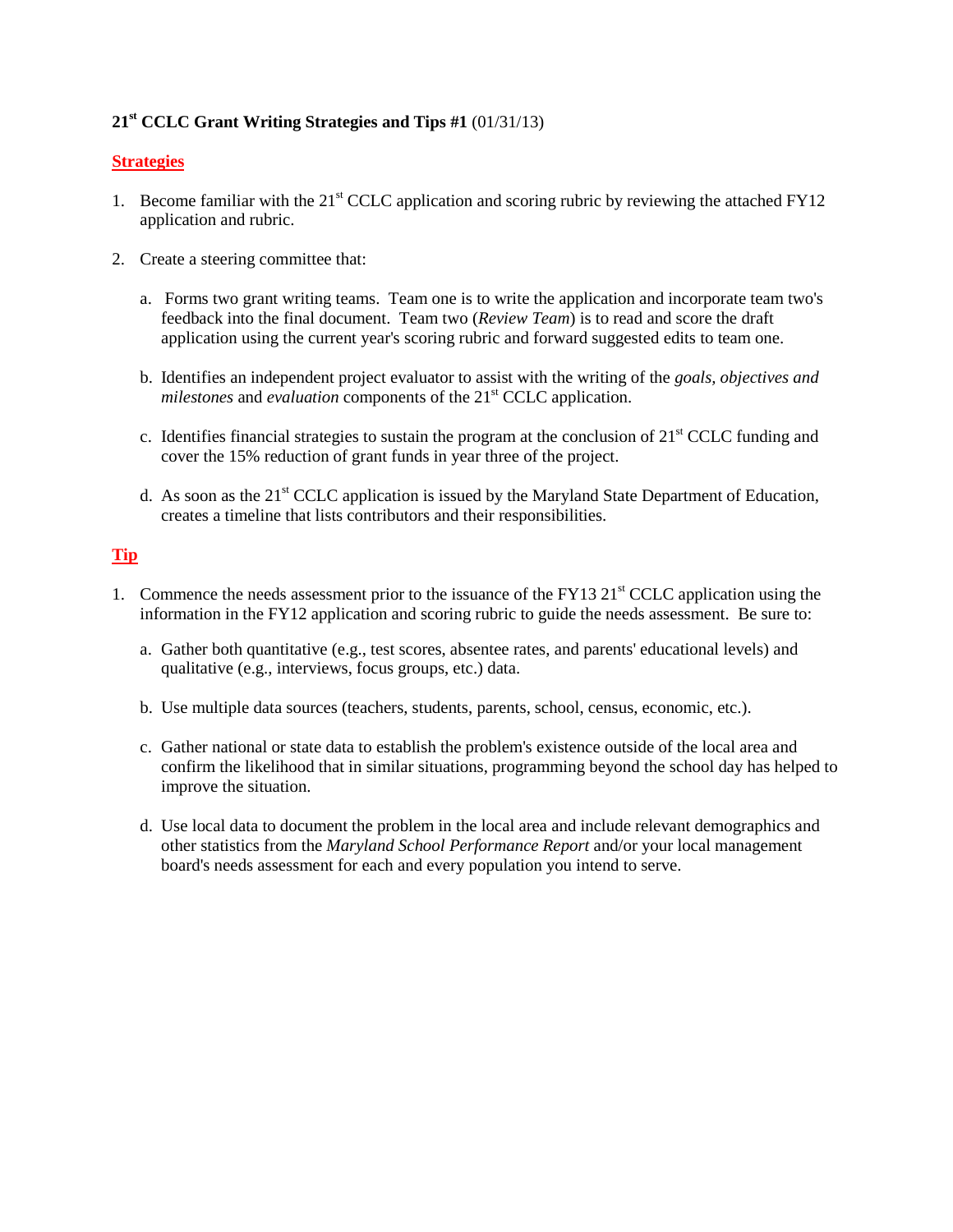**21st CCLC Grant Writing Strategies and Tips #1** (01/31/13)

## Strategies

1. Become familiar with the 21st CCLC application and scoring rubric by reviewing the attached FY12 application and rubric.

2. Create a steering committee that:

   a. Forms two grant writing teams. Team one is to write the application and incorporate team two's feedback into the final document. Team two (*Review Team*) is to read and score the draft application using the current year's scoring rubric and forward suggested edits to team one.

   b. Identifies an independent project evaluator to assist with the writing of the *goals, objectives and milestones* and *evaluation* components of the 21st CCLC application.

   c. Identifies financial strategies to sustain the program at the conclusion of 21st CCLC funding and cover the 15% reduction of grant funds in year three of the project.

   d. As soon as the 21st CCLC application is issued by the Maryland State Department of Education, creates a timeline that lists contributors and their responsibilities.

## Tip

1. Commence the needs assessment prior to the issuance of the FY13 21st CCLC application using the information in the FY12 application and scoring rubric to guide the needs assessment. Be sure to:

   a. Gather both quantitative (e.g., test scores, absentee rates, and parents' educational levels) and qualitative (e.g., interviews, focus groups, etc.) data.

   b. Use multiple data sources (teachers, students, parents, school, census, economic, etc.).

   c. Gather national or state data to establish the problem's existence outside of the local area and confirm the likelihood that in similar situations, programming beyond the school day has helped to improve the situation.

   d. Use local data to document the problem in the local area and include relevant demographics and other statistics from the *Maryland School Performance Report* and/or your local management board's needs assessment for each and every population you intend to serve.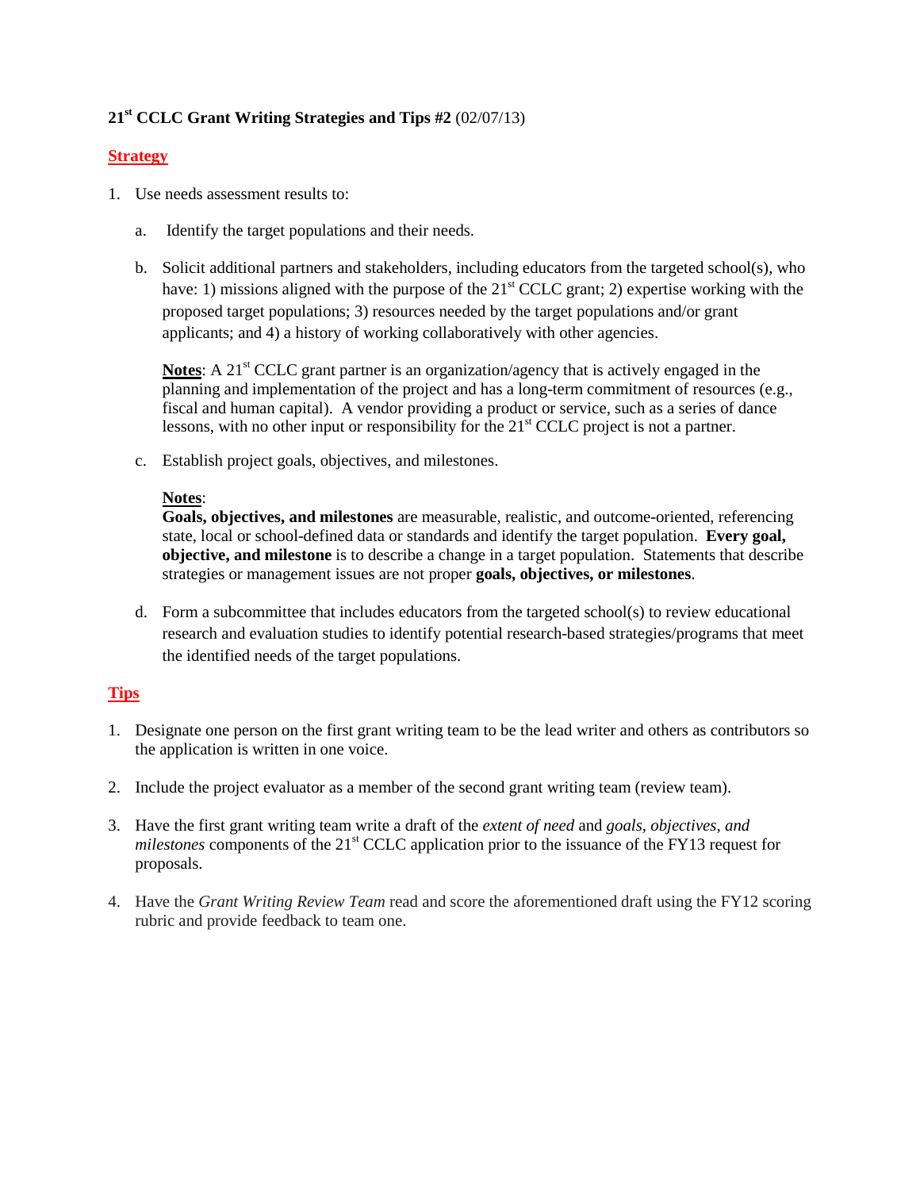# 21st CCLC Grant Writing Strategies and Tips #2 (02/07/13)

## Strategy

1. Use needs assessment results to:

   a. Identify the target populations and their needs.

   b. Solicit additional partners and stakeholders, including educators from the targeted school(s), who have: 1) missions aligned with the purpose of the 21st CCLC grant; 2) expertise working with the proposed target populations; 3) resources needed by the target populations and/or grant applicants; and 4) a history of working collaboratively with other agencies.

   **Notes**: A 21st CCLC grant partner is an organization/agency that is actively engaged in the planning and implementation of the project and has a long-term commitment of resources (e.g., fiscal and human capital). A vendor providing a product or service, such as a series of dance lessons, with no other input or responsibility for the 21st CCLC project is not a partner.

   c. Establish project goals, objectives, and milestones.

   **Notes**:
   **Goals, objectives, and milestones** are measurable, realistic, and outcome-oriented, referencing state, local or school-defined data or standards and identify the target population. **Every goal, objective, and milestone** is to describe a change in a target population. Statements that describe strategies or management issues are not proper **goals, objectives, or milestones**.

   d. Form a subcommittee that includes educators from the targeted school(s) to review educational research and evaluation studies to identify potential research-based strategies/programs that meet the identified needs of the target populations.

## Tips

1. Designate one person on the first grant writing team to be the lead writer and others as contributors so the application is written in one voice.

2. Include the project evaluator as a member of the second grant writing team (review team).

3. Have the first grant writing team write a draft of the *extent of need* and *goals, objectives, and milestones* components of the 21st CCLC application prior to the issuance of the FY13 request for proposals.

4. Have the *Grant Writing Review Team* read and score the aforementioned draft using the FY12 scoring rubric and provide feedback to team one.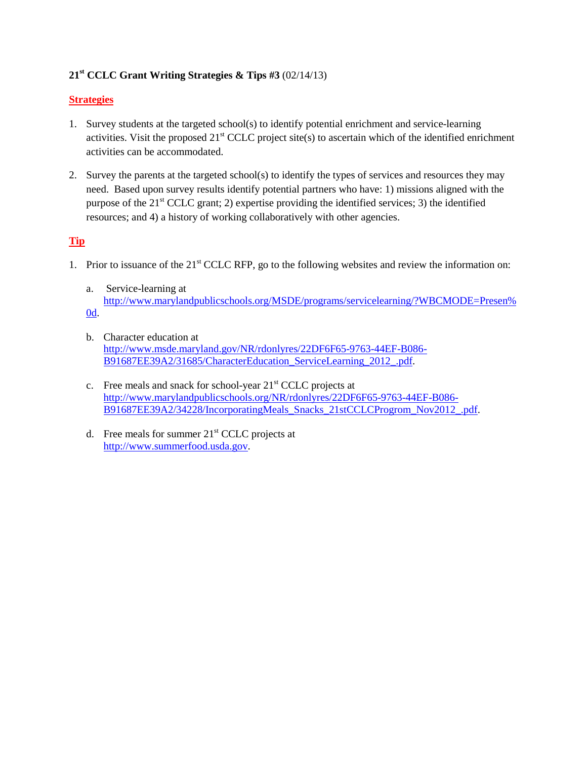**21st CCLC Grant Writing Strategies & Tips #3** (02/14/13)

## Strategies

1. Survey students at the targeted school(s) to identify potential enrichment and service-learning activities. Visit the proposed 21st CCLC project site(s) to ascertain which of the identified enrichment activities can be accommodated.

2. Survey the parents at the targeted school(s) to identify the types of services and resources they may need. Based upon survey results identify potential partners who have: 1) missions aligned with the purpose of the 21st CCLC grant; 2) expertise providing the identified services; 3) the identified resources; and 4) a history of working collaboratively with other agencies.

## Tip

1. Prior to issuance of the 21st CCLC RFP, go to the following websites and review the information on:

   a. Service-learning at http://www.marylandpublicschools.org/MSDE/programs/servicelearning/?WBCMODE=Presen%0d.

   b. Character education at http://www.msde.maryland.gov/NR/rdonlyres/22DF6F65-9763-44EF-B086-B91687EE39A2/31685/CharacterEducation_ServiceLearning_2012_.pdf.

   c. Free meals and snack for school-year 21st CCLC projects at http://www.marylandpublicschools.org/NR/rdonlyres/22DF6F65-9763-44EF-B086-B91687EE39A2/34228/IncorporatingMeals_Snacks_21stCCLCProgrom_Nov2012_.pdf.

   d. Free meals for summer 21st CCLC projects at http://www.summerfood.usda.gov.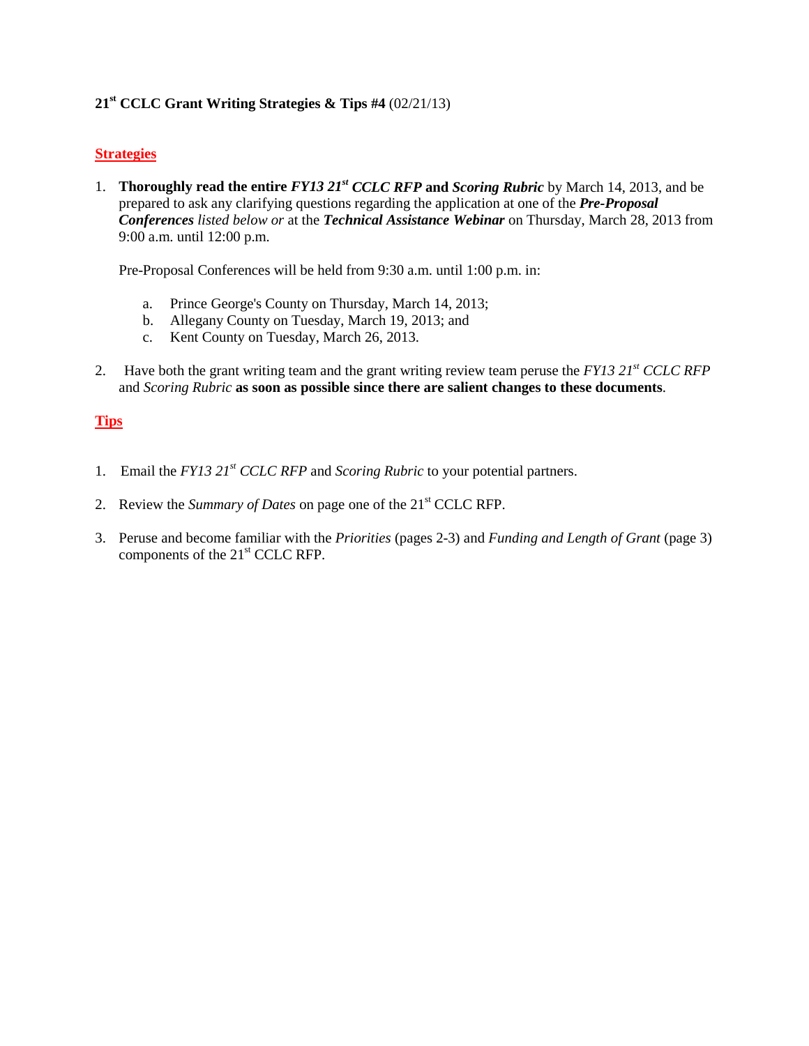**21st CCLC Grant Writing Strategies & Tips #4** (02/21/13)

## Strategies

1. **Thoroughly read the entire *FY13 21st CCLC RFP* and *Scoring Rubric*** by March 14, 2013, and be prepared to ask any clarifying questions regarding the application at one of the ***Pre-Proposal Conferences*** *listed below or* at the ***Technical Assistance Webinar*** on Thursday, March 28, 2013 from 9:00 a.m. until 12:00 p.m.

   Pre-Proposal Conferences will be held from 9:30 a.m. until 1:00 p.m. in:

   a. Prince George's County on Thursday, March 14, 2013;
   b. Allegany County on Tuesday, March 19, 2013; and
   c. Kent County on Tuesday, March 26, 2013.

2. Have both the grant writing team and the grant writing review team peruse the *FY13 21st CCLC RFP* and *Scoring Rubric* **as soon as possible since there are salient changes to these documents**.

## Tips

1. Email the *FY13 21st CCLC RFP* and *Scoring Rubric* to your potential partners.

2. Review the *Summary of Dates* on page one of the 21st CCLC RFP.

3. Peruse and become familiar with the *Priorities* (pages 2-3) and *Funding and Length of Grant* (page 3) components of the 21st CCLC RFP.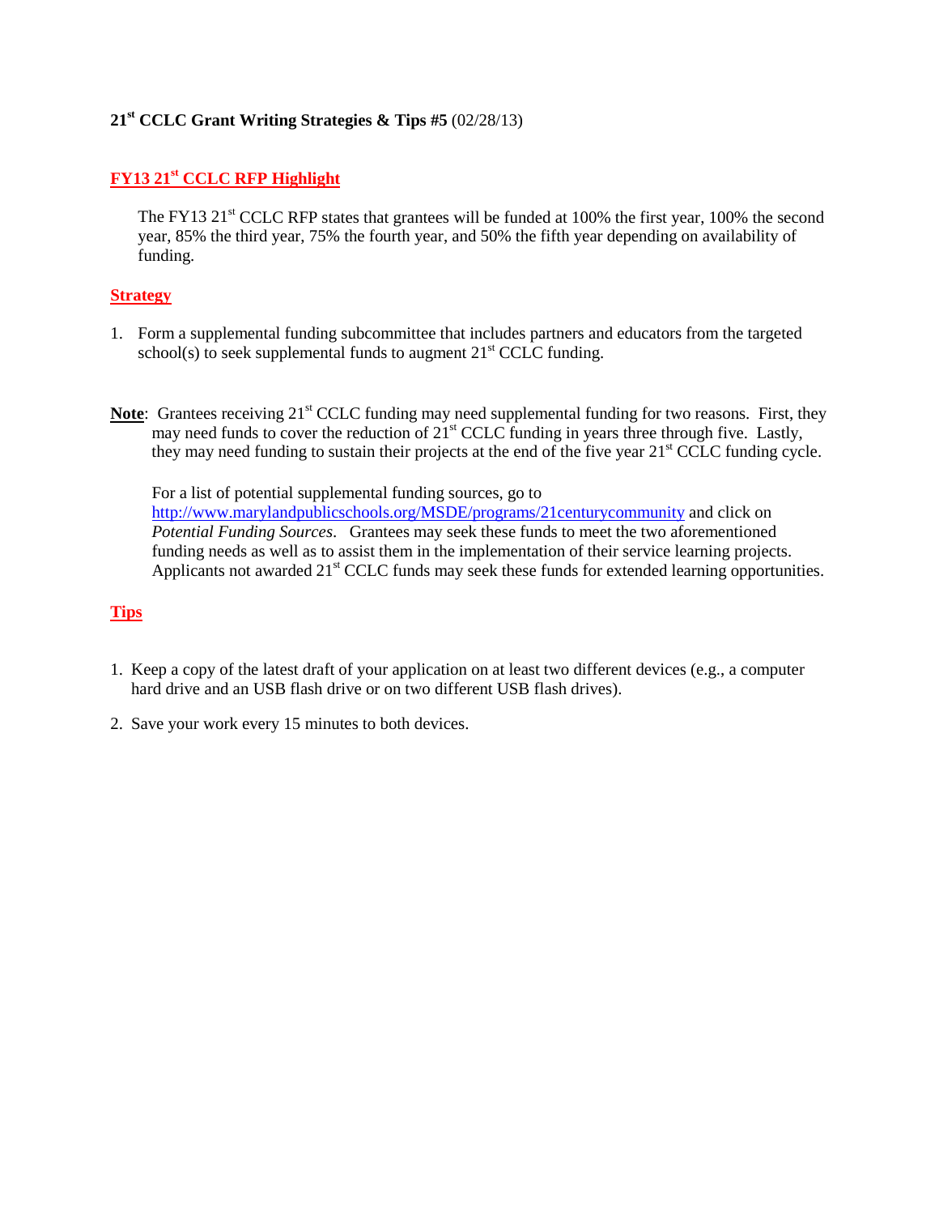**21st CCLC Grant Writing Strategies & Tips #5** (02/28/13)

## FY13 21st CCLC RFP Highlight

The FY13 21st CCLC RFP states that grantees will be funded at 100% the first year, 100% the second year, 85% the third year, 75% the fourth year, and 50% the fifth year depending on availability of funding.

## Strategy

1. Form a supplemental funding subcommittee that includes partners and educators from the targeted school(s) to seek supplemental funds to augment 21st CCLC funding.

**Note**: Grantees receiving 21st CCLC funding may need supplemental funding for two reasons. First, they may need funds to cover the reduction of 21st CCLC funding in years three through five. Lastly, they may need funding to sustain their projects at the end of the five year 21st CCLC funding cycle.

For a list of potential supplemental funding sources, go to http://www.marylandpublicschools.org/MSDE/programs/21centurycommunity and click on *Potential Funding Sources*. Grantees may seek these funds to meet the two aforementioned funding needs as well as to assist them in the implementation of their service learning projects. Applicants not awarded 21st CCLC funds may seek these funds for extended learning opportunities.

## Tips

1. Keep a copy of the latest draft of your application on at least two different devices (e.g., a computer hard drive and an USB flash drive or on two different USB flash drives).
2. Save your work every 15 minutes to both devices.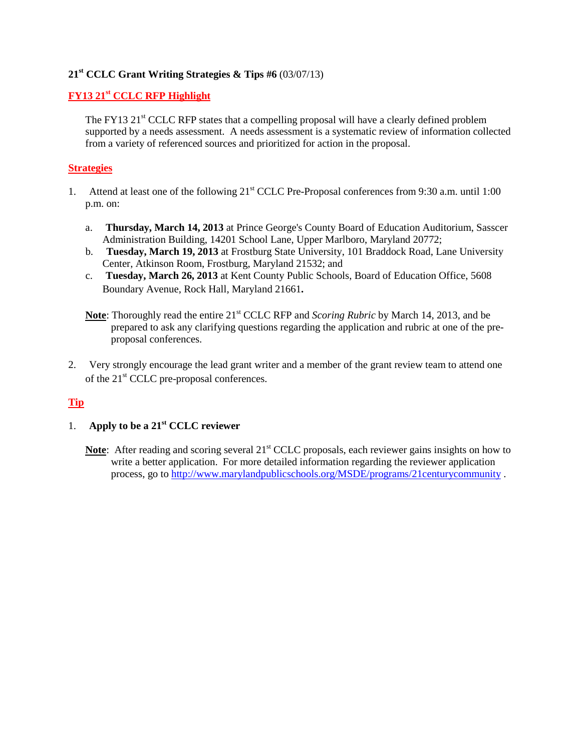**21st CCLC Grant Writing Strategies & Tips #6** (03/07/13)

## FY13 21st CCLC RFP Highlight

The FY13 21st CCLC RFP states that a compelling proposal will have a clearly defined problem supported by a needs assessment. A needs assessment is a systematic review of information collected from a variety of referenced sources and prioritized for action in the proposal.

## Strategies

1. Attend at least one of the following 21st CCLC Pre-Proposal conferences from 9:30 a.m. until 1:00 p.m. on:

   a. **Thursday, March 14, 2013** at Prince George's County Board of Education Auditorium, Sasscer Administration Building, 14201 School Lane, Upper Marlboro, Maryland 20772;
   
   b. **Tuesday, March 19, 2013** at Frostburg State University, 101 Braddock Road, Lane University Center, Atkinson Room, Frostburg, Maryland 21532; and
   
   c. **Tuesday, March 26, 2013** at Kent County Public Schools, Board of Education Office, 5608 Boundary Avenue, Rock Hall, Maryland 21661**.**

   **Note**: Thoroughly read the entire 21st CCLC RFP and *Scoring Rubric* by March 14, 2013, and be prepared to ask any clarifying questions regarding the application and rubric at one of the pre-proposal conferences.

2. Very strongly encourage the lead grant writer and a member of the grant review team to attend one of the 21st CCLC pre-proposal conferences.

## Tip

1. **Apply to be a 21st CCLC reviewer**

   **Note**: After reading and scoring several 21st CCLC proposals, each reviewer gains insights on how to write a better application. For more detailed information regarding the reviewer application process, go to http://www.marylandpublicschools.org/MSDE/programs/21centurycommunity .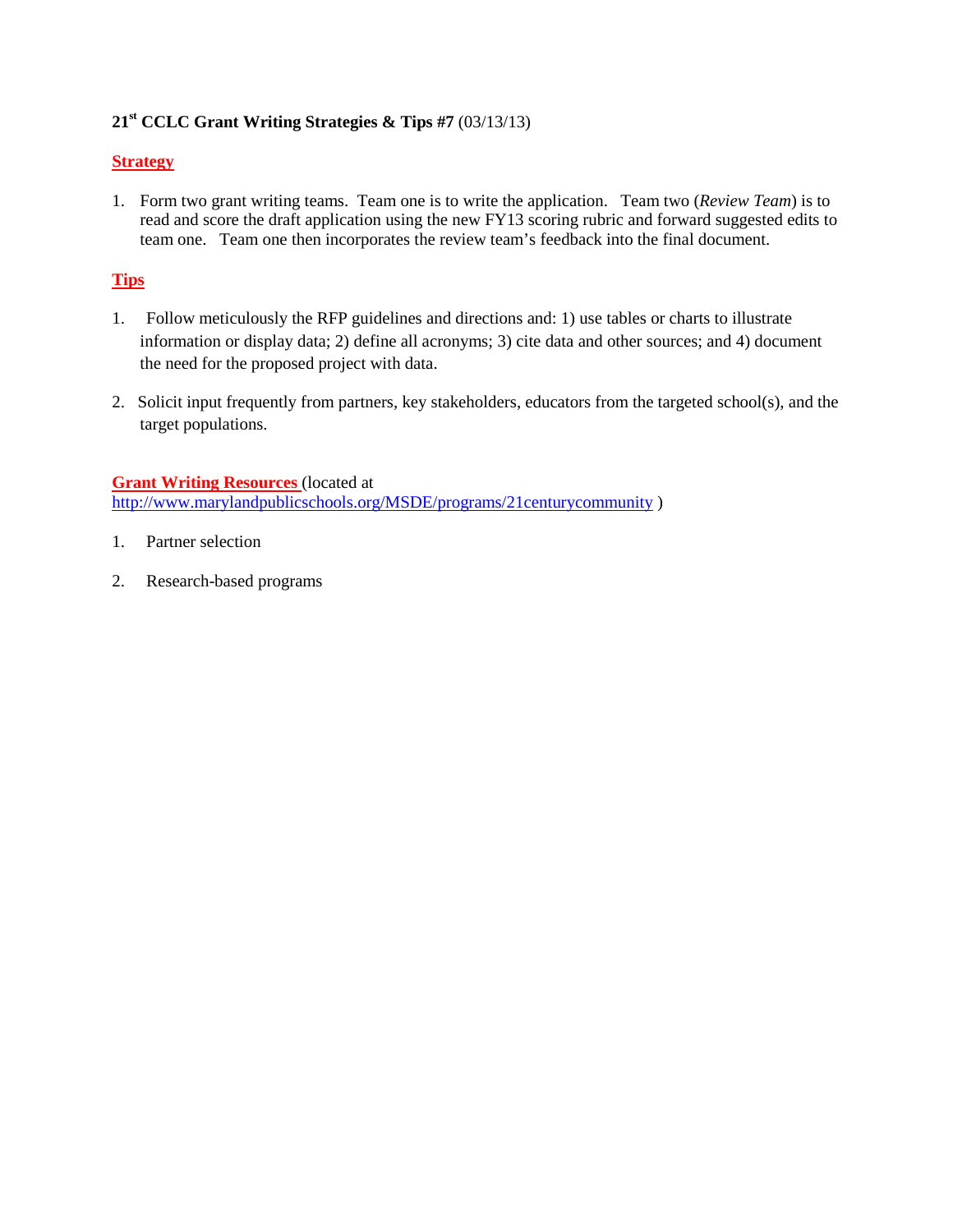**21st CCLC Grant Writing Strategies & Tips #7** (03/13/13)

## Strategy

1. Form two grant writing teams. Team one is to write the application. Team two (*Review Team*) is to read and score the draft application using the new FY13 scoring rubric and forward suggested edits to team one. Team one then incorporates the review team's feedback into the final document.

## Tips

1. Follow meticulously the RFP guidelines and directions and: 1) use tables or charts to illustrate information or display data; 2) define all acronyms; 3) cite data and other sources; and 4) document the need for the proposed project with data.

2. Solicit input frequently from partners, key stakeholders, educators from the targeted school(s), and the target populations.

**Grant Writing Resources** (located at http://www.marylandpublicschools.org/MSDE/programs/21centurycommunity )

1. Partner selection

2. Research-based programs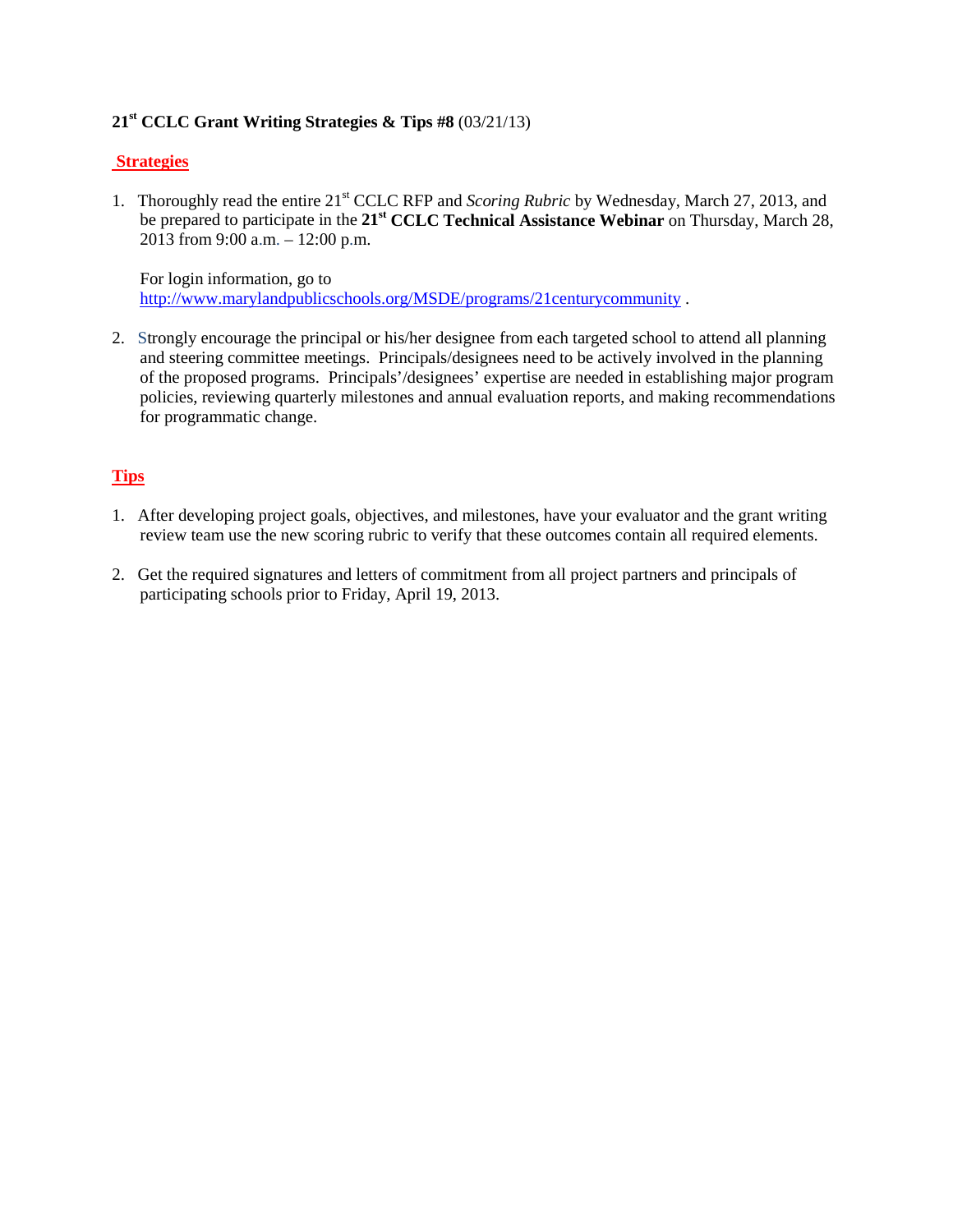**21st CCLC Grant Writing Strategies & Tips #8** (03/21/13)

## Strategies

1. Thoroughly read the entire 21st CCLC RFP and *Scoring Rubric* by Wednesday, March 27, 2013, and be prepared to participate in the **21st CCLC Technical Assistance Webinar** on Thursday, March 28, 2013 from 9:00 a.m. – 12:00 p.m.

   For login information, go to http://www.marylandpublicschools.org/MSDE/programs/21centurycommunity .

2. Strongly encourage the principal or his/her designee from each targeted school to attend all planning and steering committee meetings. Principals/designees need to be actively involved in the planning of the proposed programs. Principals'/designees' expertise are needed in establishing major program policies, reviewing quarterly milestones and annual evaluation reports, and making recommendations for programmatic change.

## Tips

1. After developing project goals, objectives, and milestones, have your evaluator and the grant writing review team use the new scoring rubric to verify that these outcomes contain all required elements.

2. Get the required signatures and letters of commitment from all project partners and principals of participating schools prior to Friday, April 19, 2013.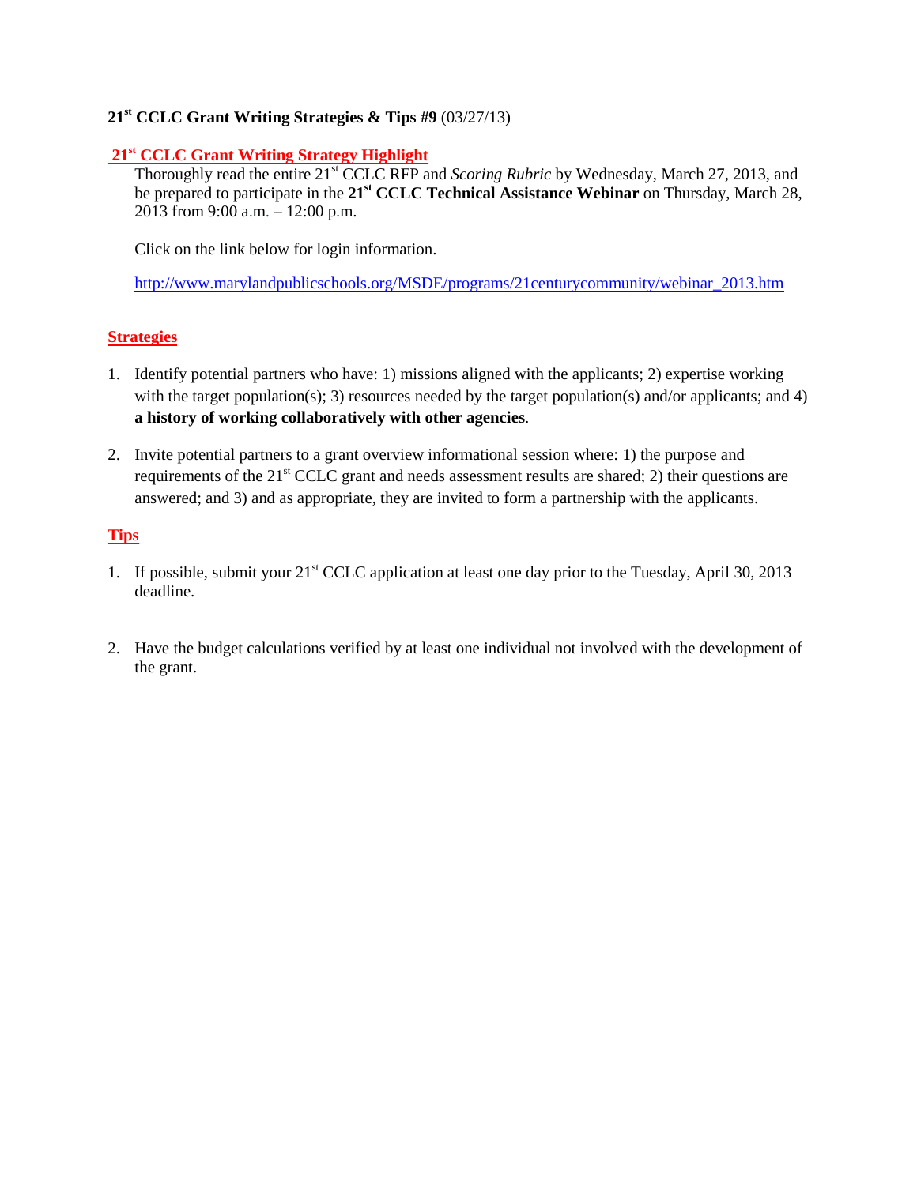**21st CCLC Grant Writing Strategies & Tips #9** (03/27/13)

## 21st CCLC Grant Writing Strategy Highlight

Thoroughly read the entire 21st CCLC RFP and *Scoring Rubric* by Wednesday, March 27, 2013, and be prepared to participate in the **21st CCLC Technical Assistance Webinar** on Thursday, March 28, 2013 from 9:00 a.m. – 12:00 p.m.

Click on the link below for login information.

http://www.marylandpublicschools.org/MSDE/programs/21centurycommunity/webinar_2013.htm

## Strategies

1. Identify potential partners who have: 1) missions aligned with the applicants; 2) expertise working with the target population(s); 3) resources needed by the target population(s) and/or applicants; and 4) **a history of working collaboratively with other agencies**.

2. Invite potential partners to a grant overview informational session where: 1) the purpose and requirements of the 21st CCLC grant and needs assessment results are shared; 2) their questions are answered; and 3) and as appropriate, they are invited to form a partnership with the applicants.

## Tips

1. If possible, submit your 21st CCLC application at least one day prior to the Tuesday, April 30, 2013 deadline.

2. Have the budget calculations verified by at least one individual not involved with the development of the grant.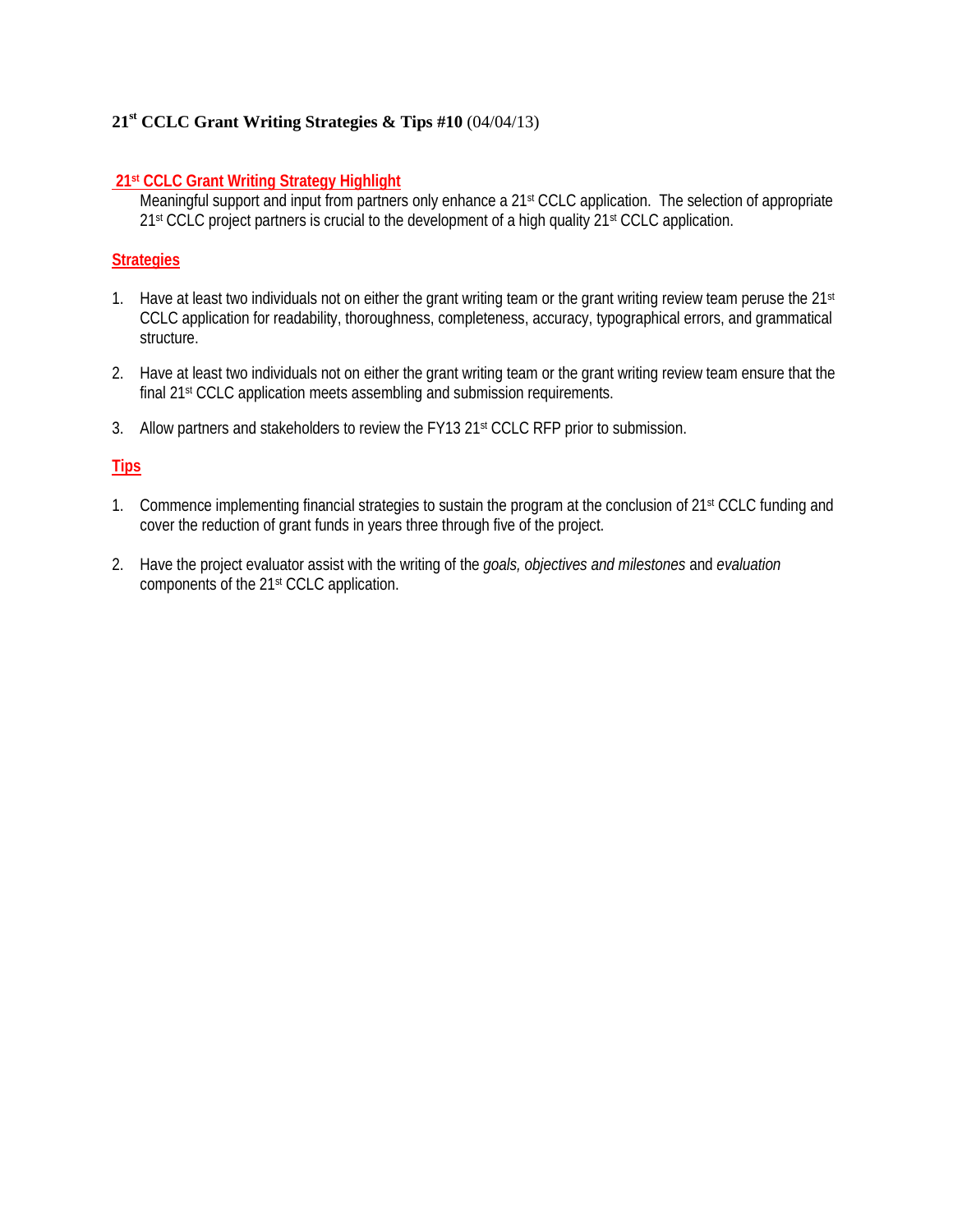**21st CCLC Grant Writing Strategies & Tips #10** (04/04/13)

## 21st CCLC Grant Writing Strategy Highlight

Meaningful support and input from partners only enhance a 21st CCLC application. The selection of appropriate 21st CCLC project partners is crucial to the development of a high quality 21st CCLC application.

## Strategies

1. Have at least two individuals not on either the grant writing team or the grant writing review team peruse the 21st CCLC application for readability, thoroughness, completeness, accuracy, typographical errors, and grammatical structure.

2. Have at least two individuals not on either the grant writing team or the grant writing review team ensure that the final 21st CCLC application meets assembling and submission requirements.

3. Allow partners and stakeholders to review the FY13 21st CCLC RFP prior to submission.

## Tips

1. Commence implementing financial strategies to sustain the program at the conclusion of 21st CCLC funding and cover the reduction of grant funds in years three through five of the project.

2. Have the project evaluator assist with the writing of the *goals, objectives and milestones* and *evaluation* components of the 21st CCLC application.